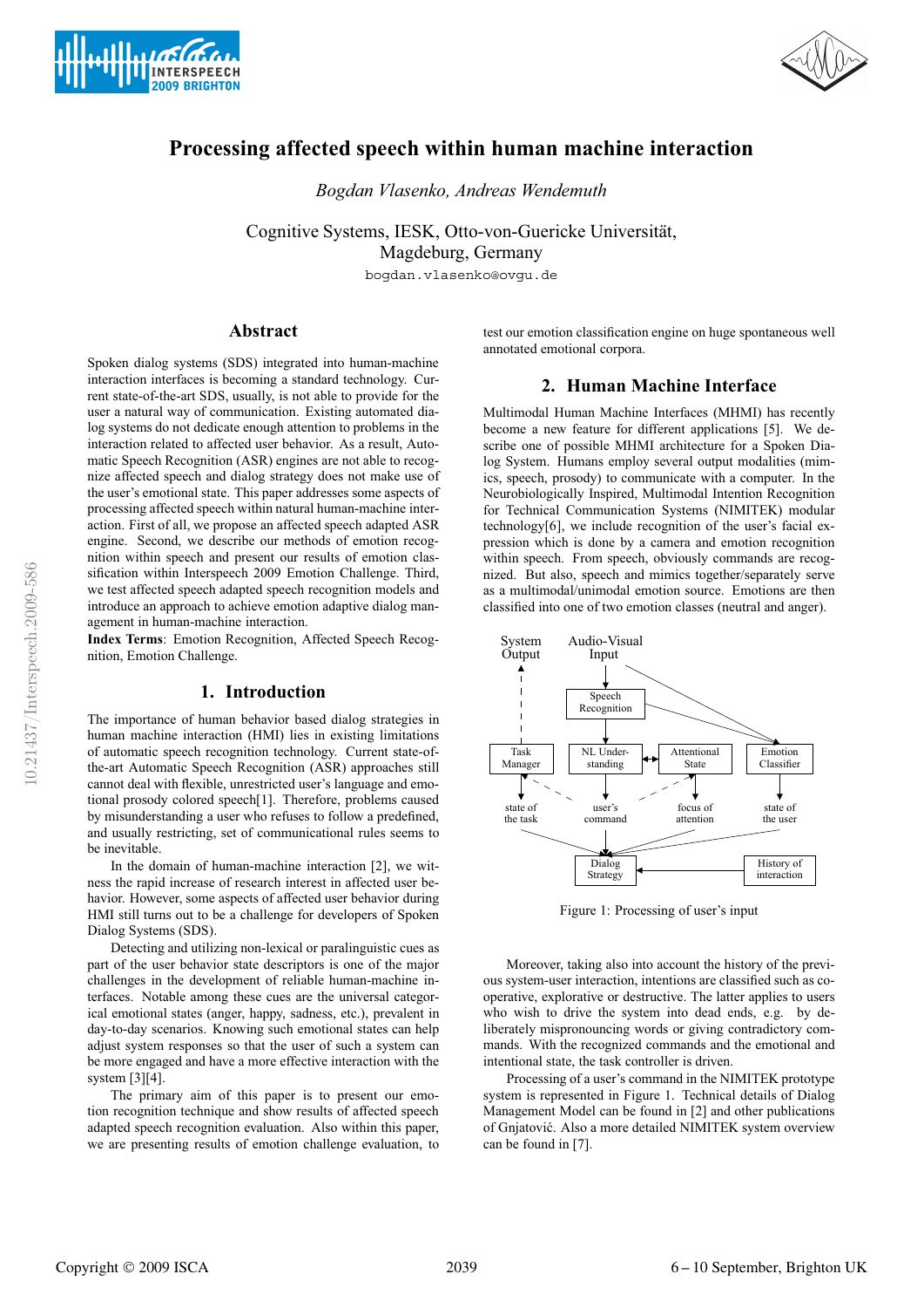# Processing affected speech within human machine interaction

*Bogdan Vlasenko, Andreas Wendemuth*

Cognitive Systems, IESK, Otto-von-Guericke Universität,
Magdeburg, Germany

bogdan.vlasenko@ovgu.de

## Abstract

Spoken dialog systems (SDS) integrated into human-machine interaction interfaces is becoming a standard technology. Current state-of-the-art SDS, usually, is not able to provide for the user a natural way of communication. Existing automated dialog systems do not dedicate enough attention to problems in the interaction related to affected user behavior. As a result, Automatic Speech Recognition (ASR) engines are not able to recognize affected speech and dialog strategy does not make use of the user's emotional state. This paper addresses some aspects of processing affected speech within natural human-machine interaction. First of all, we propose an affected speech adapted ASR engine. Second, we describe our methods of emotion recognition within speech and present our results of emotion classification within Interspeech 2009 Emotion Challenge. Third, we test affected speech adapted speech recognition models and introduce an approach to achieve emotion adaptive dialog management in human-machine interaction.

**Index Terms**: Emotion Recognition, Affected Speech Recognition, Emotion Challenge.

## 1. Introduction

The importance of human behavior based dialog strategies in human machine interaction (HMI) lies in existing limitations of automatic speech recognition technology. Current state-of-the-art Automatic Speech Recognition (ASR) approaches still cannot deal with flexible, unrestricted user's language and emotional prosody colored speech[1]. Therefore, problems caused by misunderstanding a user who refuses to follow a predefined, and usually restricting, set of communicational rules seems to be inevitable.

In the domain of human-machine interaction [2], we witness the rapid increase of research interest in affected user behavior. However, some aspects of affected user behavior during HMI still turns out to be a challenge for developers of Spoken Dialog Systems (SDS).

Detecting and utilizing non-lexical or paralinguistic cues as part of the user behavior state descriptors is one of the major challenges in the development of reliable human-machine interfaces. Notable among these cues are the universal categorical emotional states (anger, happy, sadness, etc.), prevalent in day-to-day scenarios. Knowing such emotional states can help adjust system responses so that the user of such a system can be more engaged and have a more effective interaction with the system [3][4].

The primary aim of this paper is to present our emotion recognition technique and show results of affected speech adapted speech recognition evaluation. Also within this paper, we are presenting results of emotion challenge evaluation, to test our emotion classification engine on huge spontaneous well annotated emotional corpora.

## 2. Human Machine Interface

Multimodal Human Machine Interfaces (MHMI) has recently become a new feature for different applications [5]. We describe one of possible MHMI architecture for a Spoken Dialog System. Humans employ several output modalities (mimics, speech, prosody) to communicate with a computer. In the Neurobiologically Inspired, Multimodal Intention Recognition for Technical Communication Systems (NIMITEK) modular technology[6], we include recognition of the user's facial expression which is done by a camera and emotion recognition within speech. From speech, obviously commands are recognized. But also, speech and mimics together/separately serve as a multimodal/unimodal emotion source. Emotions are then classified into one of two emotion classes (neutral and anger).

Figure 1: Processing of user's input

Moreover, taking also into account the history of the previous system-user interaction, intentions are classified such as cooperative, explorative or destructive. The latter applies to users who wish to drive the system into dead ends, e.g. by deliberately mispronouncing words or giving contradictory commands. With the recognized commands and the emotional and intentional state, the task controller is driven.

Processing of a user's command in the NIMITEK prototype system is represented in Figure 1. Technical details of Dialog Management Model can be found in [2] and other publications of Gnjatović. Also a more detailed NIMITEK system overview can be found in [7].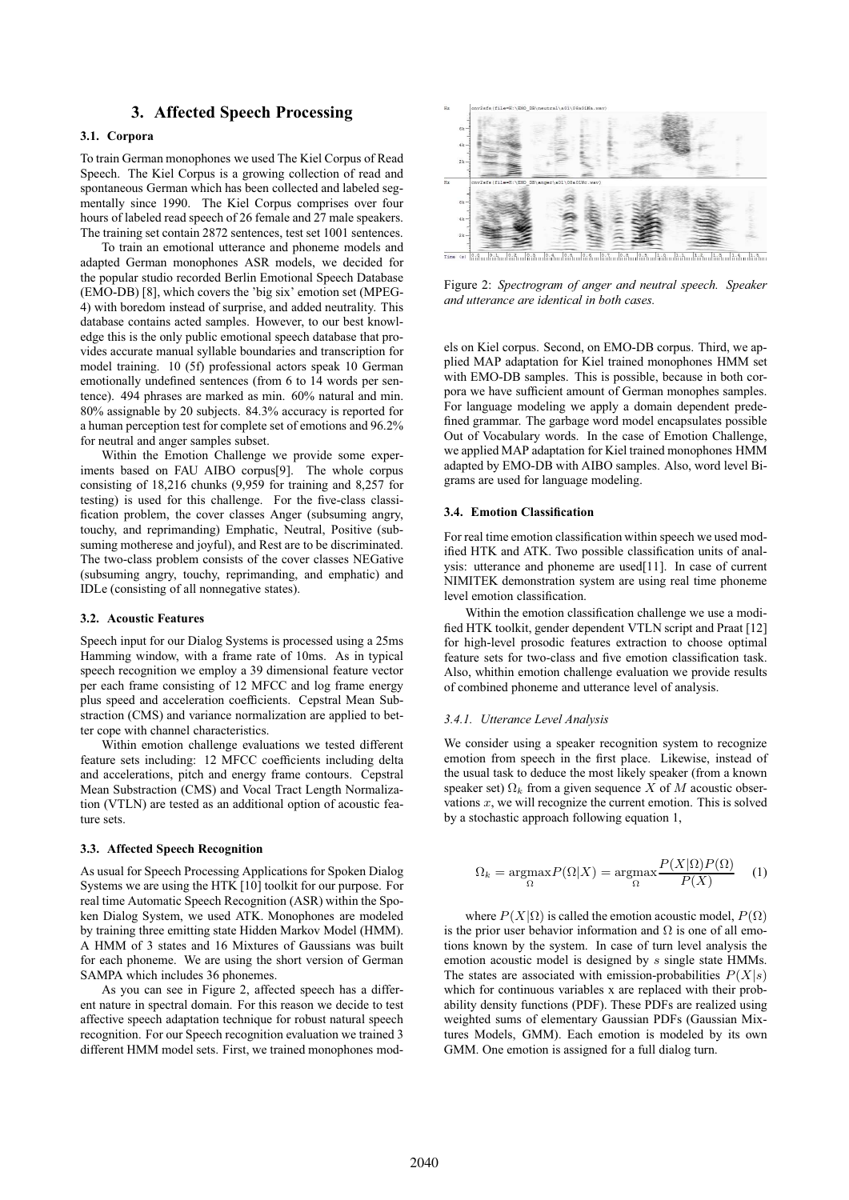## 3. Affected Speech Processing

### 3.1. Corpora

To train German monophones we used The Kiel Corpus of Read Speech. The Kiel Corpus is a growing collection of read and spontaneous German which has been collected and labeled segmentally since 1990. The Kiel Corpus comprises over four hours of labeled read speech of 26 female and 27 male speakers. The training set contain 2872 sentences, test set 1001 sentences.

To train an emotional utterance and phoneme models and adapted German monophones ASR models, we decided for the popular studio recorded Berlin Emotional Speech Database (EMO-DB) [8], which covers the 'big six' emotion set (MPEG-4) with boredom instead of surprise, and added neutrality. This database contains acted samples. However, to our best knowledge this is the only public emotional speech database that provides accurate manual syllable boundaries and transcription for model training. 10 (5f) professional actors speak 10 German emotionally undefined sentences (from 6 to 14 words per sentence). 494 phrases are marked as min. 60% natural and min. 80% assignable by 20 subjects. 84.3% accuracy is reported for a human perception test for complete set of emotions and 96.2% for neutral and anger samples subset.

Within the Emotion Challenge we provide some experiments based on FAU AIBO corpus[9]. The whole corpus consisting of 18,216 chunks (9,959 for training and 8,257 for testing) is used for this challenge. For the five-class classification problem, the cover classes Anger (subsuming angry, touchy, and reprimanding) Emphatic, Neutral, Positive (subsuming motherese and joyful), and Rest are to be discriminated. The two-class problem consists of the cover classes NEGative (subsuming angry, touchy, reprimanding, and emphatic) and IDLe (consisting of all nonnegative states).

### 3.2. Acoustic Features

Speech input for our Dialog Systems is processed using a 25ms Hamming window, with a frame rate of 10ms. As in typical speech recognition we employ a 39 dimensional feature vector per each frame consisting of 12 MFCC and log frame energy plus speed and acceleration coefficients. Cepstral Mean Substraction (CMS) and variance normalization are applied to better cope with channel characteristics.

Within emotion challenge evaluations we tested different feature sets including: 12 MFCC coefficients including delta and accelerations, pitch and energy frame contours. Cepstral Mean Substraction (CMS) and Vocal Tract Length Normalization (VTLN) are tested as an additional option of acoustic feature sets.

### 3.3. Affected Speech Recognition

As usual for Speech Processing Applications for Spoken Dialog Systems we are using the HTK [10] toolkit for our purpose. For real time Automatic Speech Recognition (ASR) within the Spoken Dialog System, we used ATK. Monophones are modeled by training three emitting state Hidden Markov Model (HMM). A HMM of 3 states and 16 Mixtures of Gaussians was built for each phoneme. We are using the short version of German SAMPA which includes 36 phonemes.

As you can see in Figure 2, affected speech has a different nature in spectral domain. For this reason we decide to test affective speech adaptation technique for robust natural speech recognition. For our Speech recognition evaluation we trained 3 different HMM model sets. First, we trained monophones models on Kiel corpus. Second, on EMO-DB corpus. Third, we applied MAP adaptation for Kiel trained monophones HMM set with EMO-DB samples. This is possible, because in both corpora we have sufficient amount of German monophes samples. For language modeling we apply a domain dependent predefined grammar. The garbage word model encapsulates possible Out of Vocabulary words. In the case of Emotion Challenge, we applied MAP adaptation for Kiel trained monophones HMM adapted by EMO-DB with AIBO samples. Also, word level Bigrams are used for language modeling.

Figure 2: *Spectrogram of anger and neutral speech. Speaker and utterance are identical in both cases.*

### 3.4. Emotion Classification

For real time emotion classification within speech we used modified HTK and ATK. Two possible classification units of analysis: utterance and phoneme are used[11]. In case of current NIMITEK demonstration system are using real time phoneme level emotion classification.

Within the emotion classification challenge we use a modified HTK toolkit, gender dependent VTLN script and Praat [12] for high-level prosodic features extraction to choose optimal feature sets for two-class and five emotion classification task. Also, whithin emotion challenge evaluation we provide results of combined phoneme and utterance level of analysis.

#### *3.4.1. Utterance Level Analysis*

We consider using a speaker recognition system to recognize emotion from speech in the first place. Likewise, instead of the usual task to deduce the most likely speaker (from a known speaker set) $\Omega_k$ from a given sequence $X$ of $M$ acoustic observations $x$, we will recognize the current emotion. This is solved by a stochastic approach following equation 1,

$$\Omega_k = \underset{\Omega}{\operatorname{argmax}} P(\Omega|X) = \underset{\Omega}{\operatorname{argmax}} \frac{P(X|\Omega)P(\Omega)}{P(X)} \quad (1)$$

where $P(X|\Omega)$ is called the emotion acoustic model, $P(\Omega)$ is the prior user behavior information and $\Omega$ is one of all emotions known by the system. In case of turn level analysis the emotion acoustic model is designed by $s$ single state HMMs. The states are associated with emission-probabilities $P(X|s)$ which for continuous variables x are replaced with their probability density functions (PDF). These PDFs are realized using weighted sums of elementary Gaussian PDFs (Gaussian Mixtures Models, GMM). Each emotion is modeled by its own GMM. One emotion is assigned for a full dialog turn.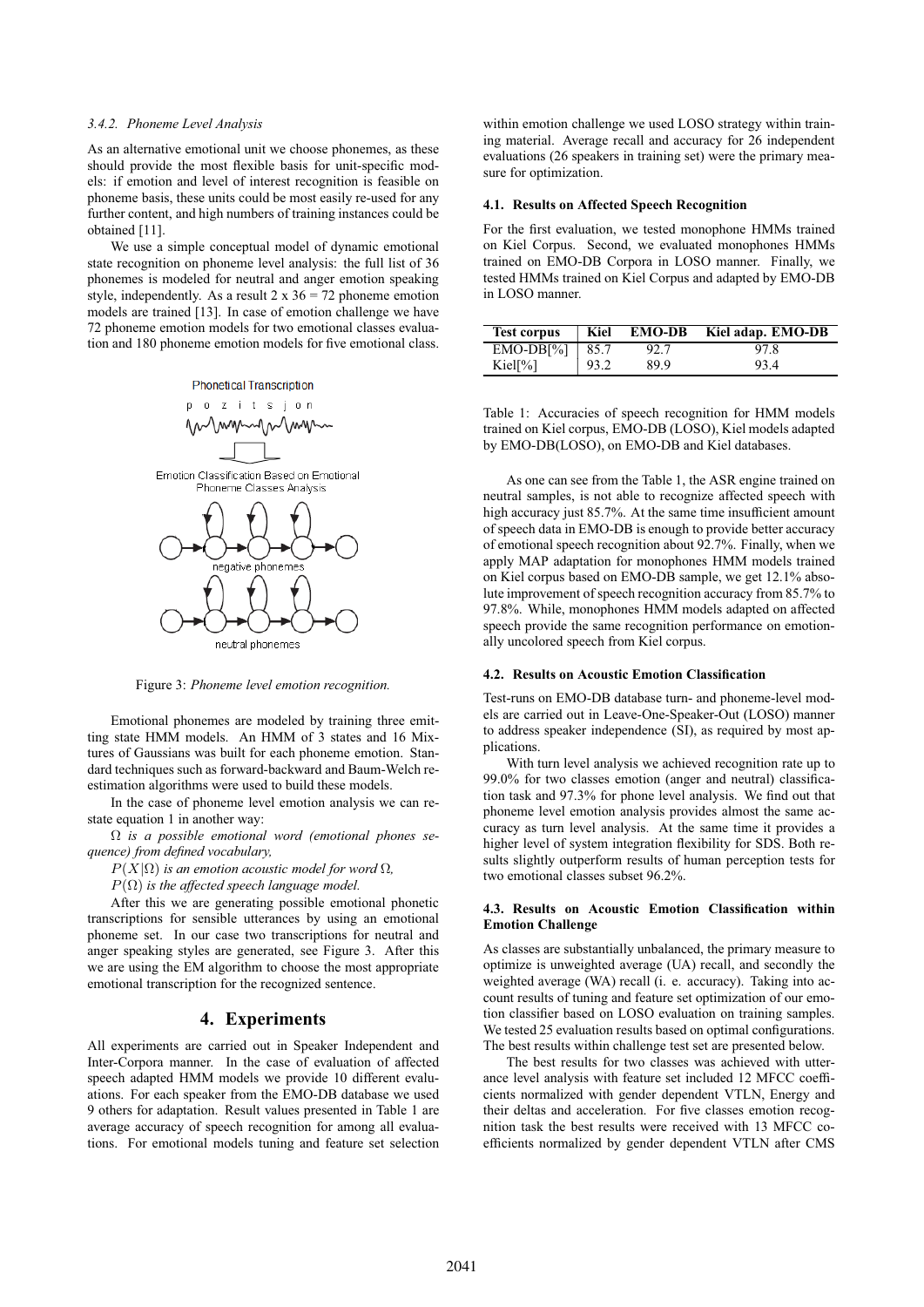#### 3.4.2. Phoneme Level Analysis

As an alternative emotional unit we choose phonemes, as these should provide the most flexible basis for unit-specific models: if emotion and level of interest recognition is feasible on phoneme basis, these units could be most easily re-used for any further content, and high numbers of training instances could be obtained [11].

We use a simple conceptual model of dynamic emotional state recognition on phoneme level analysis: the full list of 36 phonemes is modeled for neutral and anger emotion speaking style, independently. As a result 2 x 36 = 72 phoneme emotion models are trained [13]. In case of emotion challenge we have 72 phoneme emotion models for two emotional classes evaluation and 180 phoneme emotion models for five emotional class.

Phonetical Transcription

p o z i t s j o n

Emotion Classification Based on Emotional Phoneme Classes Analysis

negative phonemes

neutral phonemes

Figure 3: *Phoneme level emotion recognition.*

Emotional phonemes are modeled by training three emitting state HMM models. An HMM of 3 states and 16 Mixtures of Gaussians was built for each phoneme emotion. Standard techniques such as forward-backward and Baum-Welch re-estimation algorithms were used to build these models.

In the case of phoneme level emotion analysis we can restate equation 1 in another way:

$\Omega$ *is a possible emotional word (emotional phones sequence) from defined vocabulary,*

$P(X|\Omega)$ *is an emotion acoustic model for word* $\Omega$*,*

$P(\Omega)$ *is the affected speech language model.*

After this we are generating possible emotional phonetic transcriptions for sensible utterances by using an emotional phoneme set. In our case two transcriptions for neutral and anger speaking styles are generated, see Figure 3. After this we are using the EM algorithm to choose the most appropriate emotional transcription for the recognized sentence.

## 4. Experiments

All experiments are carried out in Speaker Independent and Inter-Corpora manner. In the case of evaluation of affected speech adapted HMM models we provide 10 different evaluations. For each speaker from the EMO-DB database we used 9 others for adaptation. Result values presented in Table 1 are average accuracy of speech recognition for among all evaluations. For emotional models tuning and feature set selection within emotion challenge we used LOSO strategy within training material. Average recall and accuracy for 26 independent evaluations (26 speakers in training set) were the primary measure for optimization.

### 4.1. Results on Affected Speech Recognition

For the first evaluation, we tested monophone HMMs trained on Kiel Corpus. Second, we evaluated monophones HMMs trained on EMO-DB Corpora in LOSO manner. Finally, we tested HMMs trained on Kiel Corpus and adapted by EMO-DB in LOSO manner.

| Test corpus | Kiel | EMO-DB | Kiel adap. EMO-DB |
|---|---|---|---|
| EMO-DB[%] | 85.7 | 92.7 | 97.8 |
| Kiel[%] | 93.2 | 89.9 | 93.4 |

Table 1: Accuracies of speech recognition for HMM models trained on Kiel corpus, EMO-DB (LOSO), Kiel models adapted by EMO-DB(LOSO), on EMO-DB and Kiel databases.

As one can see from the Table 1, the ASR engine trained on neutral samples, is not able to recognize affected speech with high accuracy just 85.7%. At the same time insufficient amount of speech data in EMO-DB is enough to provide better accuracy of emotional speech recognition about 92.7%. Finally, when we apply MAP adaptation for monophones HMM models trained on Kiel corpus based on EMO-DB sample, we get 12.1% absolute improvement of speech recognition accuracy from 85.7% to 97.8%. While, monophones HMM models adapted on affected speech provide the same recognition performance on emotionally uncolored speech from Kiel corpus.

### 4.2. Results on Acoustic Emotion Classification

Test-runs on EMO-DB database turn- and phoneme-level models are carried out in Leave-One-Speaker-Out (LOSO) manner to address speaker independence (SI), as required by most applications.

With turn level analysis we achieved recognition rate up to 99.0% for two classes emotion (anger and neutral) classification task and 97.3% for phone level analysis. We find out that phoneme level emotion analysis provides almost the same accuracy as turn level analysis. At the same time it provides a higher level of system integration flexibility for SDS. Both results slightly outperform results of human perception tests for two emotional classes subset 96.2%.

### 4.3. Results on Acoustic Emotion Classification within Emotion Challenge

As classes are substantially unbalanced, the primary measure to optimize is unweighted average (UA) recall, and secondly the weighted average (WA) recall (i. e. accuracy). Taking into account results of tuning and feature set optimization of our emotion classifier based on LOSO evaluation on training samples. We tested 25 evaluation results based on optimal configurations. The best results within challenge test set are presented below.

The best results for two classes was achieved with utterance level analysis with feature set included 12 MFCC coefficients normalized with gender dependent VTLN, Energy and their deltas and acceleration. For five classes emotion recognition task the best results were received with 13 MFCC coefficients normalized by gender dependent VTLN after CMS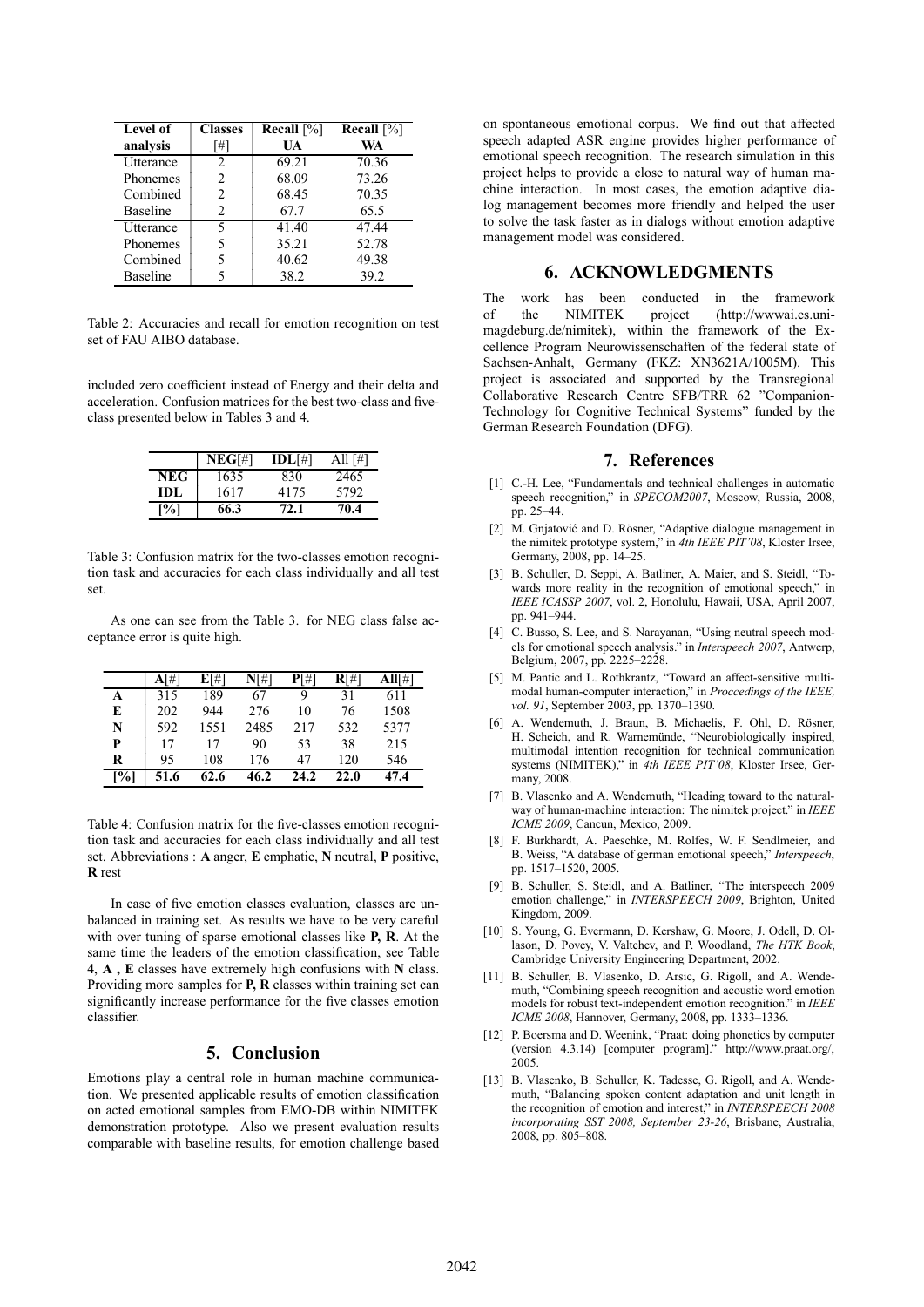| Level of analysis | Classes [#] | Recall [%] UA | Recall [%] WA |
|---|---|---|---|
| Utterance | 2 | 69.21 | 70.36 |
| Phonemes | 2 | 68.09 | 73.26 |
| Combined | 2 | 68.45 | 70.35 |
| Baseline | 2 | 67.7 | 65.5 |
| Utterance | 5 | 41.40 | 47.44 |
| Phonemes | 5 | 35.21 | 52.78 |
| Combined | 5 | 40.62 | 49.38 |
| Baseline | 5 | 38.2 | 39.2 |

Table 2: Accuracies and recall for emotion recognition on test set of FAU AIBO database.

included zero coefficient instead of Energy and their delta and acceleration. Confusion matrices for the best two-class and five-class presented below in Tables 3 and 4.

| | **NEG**[#] | **IDL**[#] | All [#] |
|---|---|---|---|
| **NEG** | 1635 | 830 | 2465 |
| **IDL** | 1617 | 4175 | 5792 |
| **[%]** | **66.3** | **72.1** | **70.4** |

Table 3: Confusion matrix for the two-classes emotion recognition task and accuracies for each class individually and all test set.

As one can see from the Table 3. for NEG class false acceptance error is quite high.

| | **A**[#] | **E**[#] | **N**[#] | **P**[#] | **R**[#] | **All**[#] |
|---|---|---|---|---|---|---|
| **A** | 315 | 189 | 67 | 9 | 31 | 611 |
| **E** | 202 | 944 | 276 | 10 | 76 | 1508 |
| **N** | 592 | 1551 | 2485 | 217 | 532 | 5377 |
| **P** | 17 | 17 | 90 | 53 | 38 | 215 |
| **R** | 95 | 108 | 176 | 47 | 120 | 546 |
| **[%]** | **51.6** | **62.6** | **46.2** | **24.2** | **22.0** | **47.4** |

Table 4: Confusion matrix for the five-classes emotion recognition task and accuracies for each class individually and all test set. Abbreviations : **A** anger, **E** emphatic, **N** neutral, **P** positive, **R** rest

In case of five emotion classes evaluation, classes are unbalanced in training set. As results we have to be very careful with over tuning of sparse emotional classes like **P, R**. At the same time the leaders of the emotion classification, see Table 4, **A , E** classes have extremely high confusions with **N** class. Providing more samples for **P, R** classes within training set can significantly increase performance for the five classes emotion classifier.

## 5. Conclusion

Emotions play a central role in human machine communication. We presented applicable results of emotion classification on acted emotional samples from EMO-DB within NIMITEK demonstration prototype. Also we present evaluation results comparable with baseline results, for emotion challenge based on spontaneous emotional corpus. We find out that affected speech adapted ASR engine provides higher performance of emotional speech recognition. The research simulation in this project helps to provide a close to natural way of human machine interaction. In most cases, the emotion adaptive dialog management becomes more friendly and helped the user to solve the task faster as in dialogs without emotion adaptive management model was considered.

## 6. ACKNOWLEDGMENTS

The work has been conducted in the framework of the NIMITEK project (http://wwwai.cs.uni-magdeburg.de/nimitek), within the framework of the Excellence Program Neurowissenschaften of the federal state of Sachsen-Anhalt, Germany (FKZ: XN3621A/1005M). This project is associated and supported by the Transregional Collaborative Research Centre SFB/TRR 62 "Companion-Technology for Cognitive Technical Systems" funded by the German Research Foundation (DFG).

## 7. References

[1] C.-H. Lee, "Fundamentals and technical challenges in automatic speech recognition," in *SPECOM2007*, Moscow, Russia, 2008, pp. 25–44.

[2] M. Gnjatović and D. Rösner, "Adaptive dialogue management in the nimitek prototype system," in *4th IEEE PIT'08*, Kloster Irsee, Germany, 2008, pp. 14–25.

[3] B. Schuller, D. Seppi, A. Batliner, A. Maier, and S. Steidl, "Towards more reality in the recognition of emotional speech," in *IEEE ICASSP 2007*, vol. 2, Honolulu, Hawaii, USA, April 2007, pp. 941–944.

[4] C. Busso, S. Lee, and S. Narayanan, "Using neutral speech models for emotional speech analysis." in *Interspeech 2007*, Antwerp, Belgium, 2007, pp. 2225–2228.

[5] M. Pantic and L. Rothkrantz, "Toward an affect-sensitive multimodal human-computer interaction," in *Proccedings of the IEEE, vol. 91*, September 2003, pp. 1370–1390.

[6] A. Wendemuth, J. Braun, B. Michaelis, F. Ohl, D. Rösner, H. Scheich, and R. Warnemünde, "Neurobiologically inspired, multimodal intention recognition for technical communication systems (NIMITEK)," in *4th IEEE PIT'08*, Kloster Irsee, Germany, 2008.

[7] B. Vlasenko and A. Wendemuth, "Heading toward to the natural-way of human-machine interaction: The nimitek project." in *IEEE ICME 2009*, Cancun, Mexico, 2009.

[8] F. Burkhardt, A. Paeschke, M. Rolfes, W. F. Sendlmeier, and B. Weiss, "A database of german emotional speech," *Interspeech*, pp. 1517–1520, 2005.

[9] B. Schuller, S. Steidl, and A. Batliner, "The interspeech 2009 emotion challenge," in *INTERSPEECH 2009*, Brighton, United Kingdom, 2009.

[10] S. Young, G. Evermann, D. Kershaw, G. Moore, J. Odell, D. Ollason, D. Povey, V. Valtchev, and P. Woodland, *The HTK Book*, Cambridge University Engineering Department, 2002.

[11] B. Schuller, B. Vlasenko, D. Arsic, G. Rigoll, and A. Wendemuth, "Combining speech recognition and acoustic word emotion models for robust text-independent emotion recognition." in *IEEE ICME 2008*, Hannover, Germany, 2008, pp. 1333–1336.

[12] P. Boersma and D. Weenink, "Praat: doing phonetics by computer (version 4.3.14) [computer program]." http://www.praat.org/, 2005.

[13] B. Vlasenko, B. Schuller, K. Tadesse, G. Rigoll, and A. Wendemuth, "Balancing spoken content adaptation and unit length in the recognition of emotion and interest," in *INTERSPEECH 2008 incorporating SST 2008, September 23-26*, Brisbane, Australia, 2008, pp. 805–808.